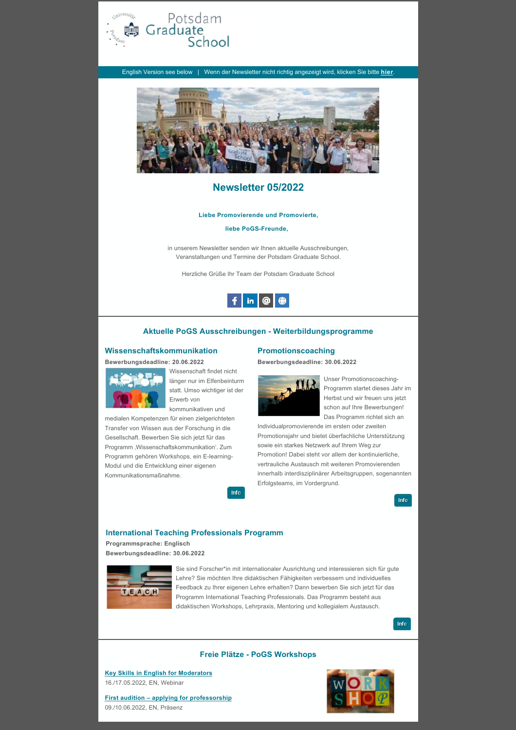Potsdam Graduate School

English Version see below | Wenn der Newsletter nicht richtig angezeigt wird, klicken Sie bitte **hier**.

# Newsletter 05/2022

**Liebe Promovierende und Promovierte,**

**liebe PoGS-Freunde,**

in unserem Newsletter senden wir Ihnen aktuelle Ausschreibungen, Veranstaltungen und Termine der Potsdam Graduate School.

Herzliche Grüße Ihr Team der Potsdam Graduate School

## Aktuelle PoGS Ausschreibungen - Weiterbildungsprogramme

### Wissenschaftskommunikation

**Bewerbungsdeadline: 20.06.2022**

Wissenschaft findet nicht länger nur im Elfenbeinturm statt. Umso wichtiger ist der Erwerb von kommunikativen und medialen Kompetenzen für einen zielgerichteten Transfer von Wissen aus der Forschung in die Gesellschaft. Bewerben Sie sich jetzt für das Programm ‚Wissenschaftskommunikation'. Zum Programm gehören Workshops, ein E-learning-Modul und die Entwicklung einer eigenen Kommunikationsmaßnahme.

Info

### Promotionscoaching

**Bewerbungsdeadline: 30.06.2022**

Unser Promotionscoaching-Programm startet dieses Jahr im Herbst und wir freuen uns jetzt schon auf Ihre Bewerbungen! Das Programm richtet sich an Individualpromovierende im ersten oder zweiten Promotionsjahr und bietet überfachliche Unterstützung sowie ein starkes Netzwerk auf Ihrem Weg zur Promotion! Dabei steht vor allem der kontinuierliche, vertrauliche Austausch mit weiteren Promovierenden innerhalb interdisziplinärer Arbeitsgruppen, sogenannten Erfolgsteams, im Vordergrund.

Info

### International Teaching Professionals Programm

**Programmsprache: Englisch**

**Bewerbungsdeadline: 30.06.2022**

Sie sind Forscher*in mit internationaler Ausrichtung und interessieren sich für gute Lehre? Sie möchten Ihre didaktischen Fähigkeiten verbessern und individuelles Feedback zu Ihrer eigenen Lehre erhalten? Dann bewerben Sie sich jetzt für das Programm International Teaching Professionals. Das Programm besteht aus didaktischen Workshops, Lehrpraxis, Mentoring und kollegialem Austausch.

Info

## Freie Plätze - PoGS Workshops

**Key Skills in English for Moderators**
16./17.05.2022, EN, Webinar

**First audition – applying for professorship**
09./10.06.2022, EN, Präsenz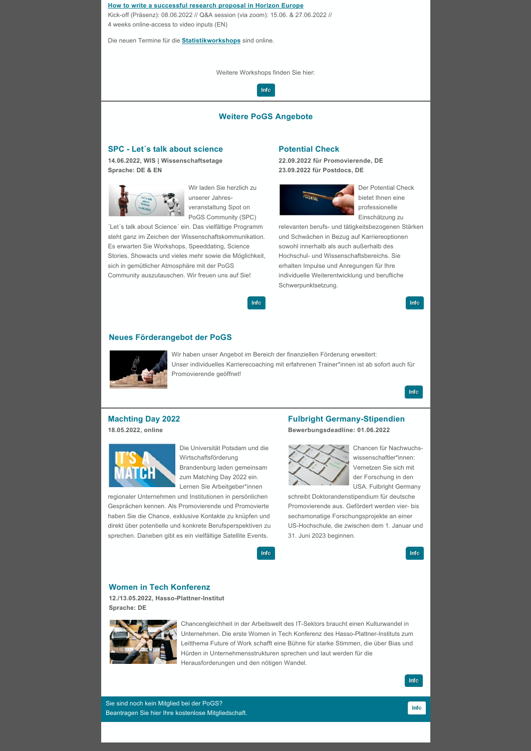**How to write a successful research proposal in Horizon Europe**
Kick-off (Präsenz): 08.06.2022 // Q&A session (via zoom): 15.06. & 27.06.2022 //
4 weeks online-access to video inputs (EN)

Die neuen Termine für die **Statistikworkshops** sind online.

Weitere Workshops finden Sie hier:

Info

## Weitere PoGS Angebote

### SPC - Let´s talk about science

**14.06.2022, WIS | Wissenschaftsetage**
**Sprache: DE & EN**

Wir laden Sie herzlich zu unserer Jahres-veranstaltung Spot on PoGS Community (SPC) ´Let´s talk about Science´ ein. Das vielfältige Programm steht ganz im Zeichen der Wissenschaftskommunikation. Es erwarten Sie Workshops, Speeddating, Science Stories, Showacts und vieles mehr sowie die Möglichkeit, sich in gemütlicher Atmosphäre mit der PoGS Community auszutauschen. Wir freuen uns auf Sie!

Info

### Potential Check

**22.09.2022 für Promovierende, DE**
**23.09.2022 für Postdocs, DE**

Der Potential Check bietet Ihnen eine professionelle Einschätzung zu relevanten berufs- und tätigkeitsbezogenen Stärken und Schwächen in Bezug auf Karriereoptionen sowohl innerhalb als auch außerhalb des Hochschul- und Wissenschaftsbereichs. Sie erhalten Impulse und Anregungen für Ihre individuelle Weiterentwicklung und berufliche Schwerpunktsetzung.

Info

### Neues Förderangebot der PoGS

Wir haben unser Angebot im Bereich der finanziellen Förderung erweitert:
Unser individuelles Karrierecoaching mit erfahrenen Trainer*innen ist ab sofort auch für Promovierende geöffnet!

Info

### Machting Day 2022

**18.05.2022, online**

Die Universität Potsdam und die Wirtschaftsförderung Brandenburg laden gemeinsam zum Matching Day 2022 ein. Lernen Sie Arbeitgeber*innen regionaler Unternehmen und Institutionen in persönlichen Gesprächen kennen. Als Promovierende und Promovierte haben Sie die Chance, exklusive Kontakte zu knüpfen und direkt über potentielle und konkrete Berufsperspektiven zu sprechen. Daneben gibt es ein vielfältige Satellite Events.

Info

### Fulbright Germany-Stipendien

**Bewerbungsdeadline: 01.06.2022**

Chancen für Nachwuchs-wissenschaftler*innen: Vernetzen Sie sich mit der Forschung in den USA. Fulbright Germany schreibt Doktorandenstipendium für deutsche Promovierende aus. Gefördert werden vier- bis sechsmonatige Forschungsprojekte an einer US-Hochschule, die zwischen dem 1. Januar und 31. Juni 2023 beginnen.

Info

### Women in Tech Konferenz

**12./13.05.2022, Hasso-Plattner-Institut**
**Sprache: DE**

Chancengleichheit in der Arbeitswelt des IT-Sektors braucht einen Kulturwandel in Unternehmen. Die erste Women in Tech Konferenz des Hasso-Plattner-Instituts zum Leitthema Future of Work schafft eine Bühne für starke Stimmen, die über Bias und Hürden in Unternehmensstrukturen sprechen und laut werden für die Herausforderungen und den nötigen Wandel.

Info

Sie sind noch kein Mitglied bei der PoGS?
Beantragen Sie hier Ihre kostenlose Mitgliedschaft.

Info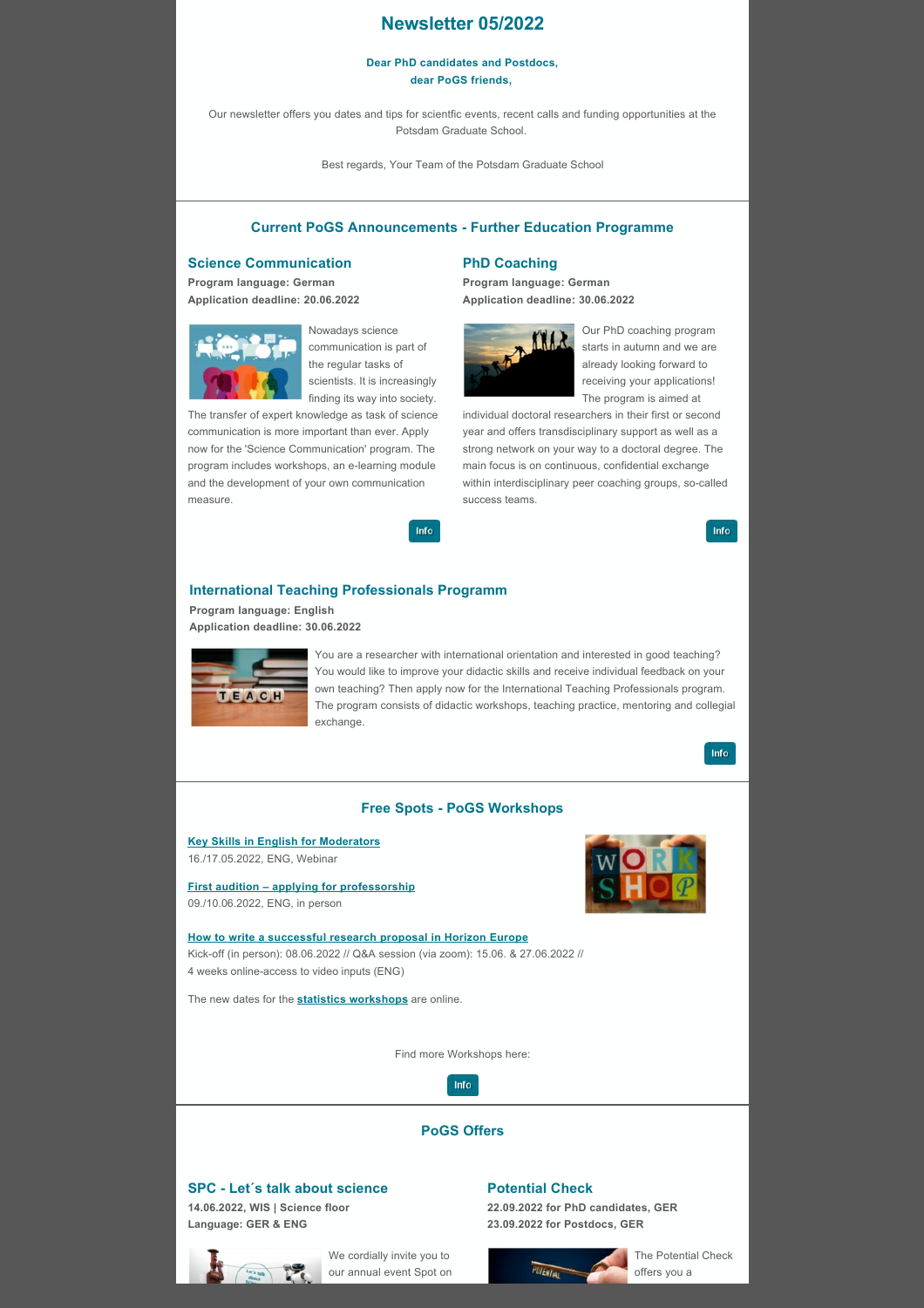# Newsletter 05/2022

**Dear PhD candidates and Postdocs,**
**dear PoGS friends,**

Our newsletter offers you dates and tips for scientfic events, recent calls and funding opportunities at the Potsdam Graduate School.

Best regards, Your Team of the Potsdam Graduate School

## Current PoGS Announcements - Further Education Programme

### Science Communication

**Program language: German**
**Application deadline: 20.06.2022**

Nowadays science communication is part of the regular tasks of scientists. It is increasingly finding its way into society. The transfer of expert knowledge as task of science communication is more important than ever. Apply now for the 'Science Communication' program. The program includes workshops, an e-learning module and the development of your own communication measure.

Info

### PhD Coaching

**Program language: German**
**Application deadline: 30.06.2022**

Our PhD coaching program starts in autumn and we are already looking forward to receiving your applications! The program is aimed at individual doctoral researchers in their first or second year and offers transdisciplinary support as well as a strong network on your way to a doctoral degree. The main focus is on continuous, confidential exchange within interdisciplinary peer coaching groups, so-called success teams.

Info

### International Teaching Professionals Programm

**Program language: English**
**Application deadline: 30.06.2022**

You are a researcher with international orientation and interested in good teaching? You would like to improve your didactic skills and receive individual feedback on your own teaching? Then apply now for the International Teaching Professionals program. The program consists of didactic workshops, teaching practice, mentoring and collegial exchange.

Info

## Free Spots - PoGS Workshops

**Key Skills in English for Moderators**
16./17.05.2022, ENG, Webinar

**First audition – applying for professorship**
09./10.06.2022, ENG, in person

**How to write a successful research proposal in Horizon Europe**
Kick-off (in person): 08.06.2022 // Q&A session (via zoom): 15.06. & 27.06.2022 // 4 weeks online-access to video inputs (ENG)

The new dates for the **statistics workshops** are online.

Find more Workshops here:

Info

## PoGS Offers

### SPC - Let´s talk about science

**14.06.2022, WIS | Science floor**
**Language: GER & ENG**

We cordially invite you to our annual event Spot on

### Potential Check

**22.09.2022 for PhD candidates, GER**
**23.09.2022 for Postdocs, GER**

The Potential Check offers you a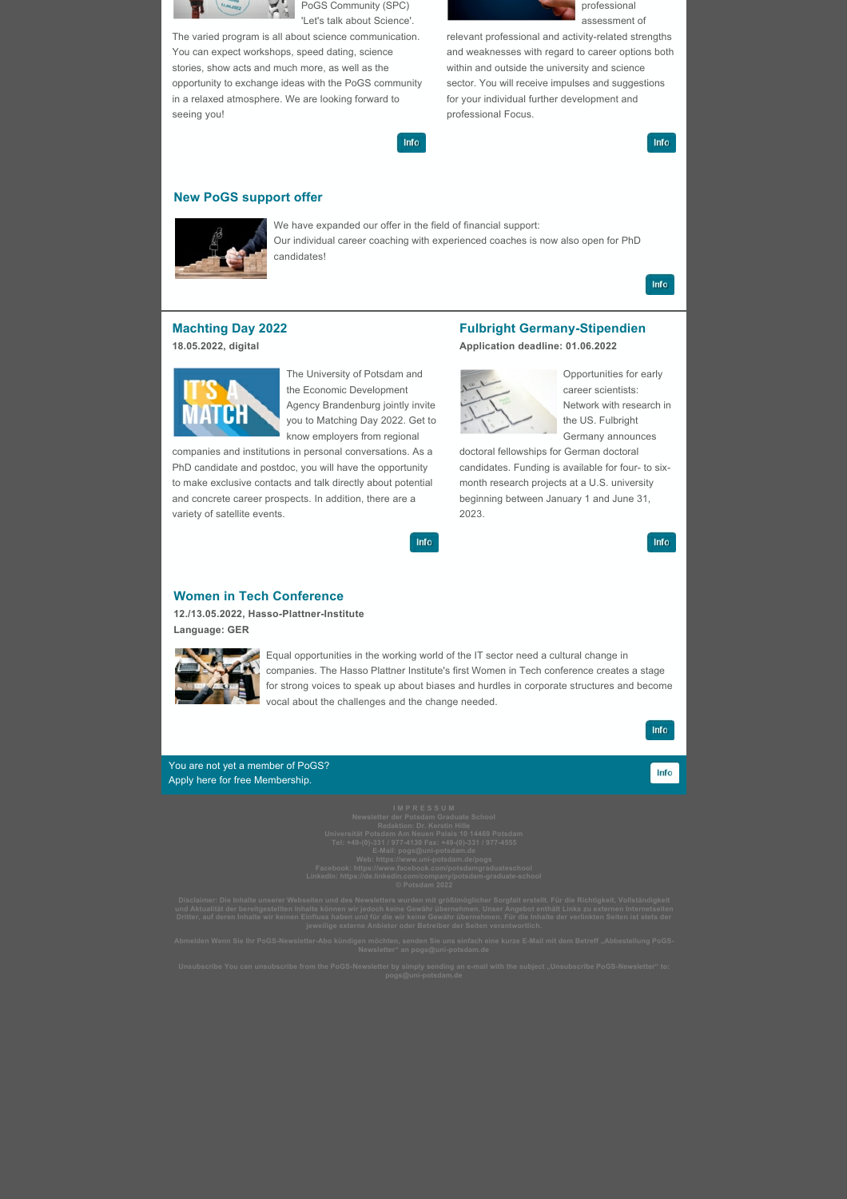PoGS Community (SPC) 'Let's talk about Science'.

The varied program is all about science communication. You can expect workshops, speed dating, science stories, show acts and much more, as well as the opportunity to exchange ideas with the PoGS community in a relaxed atmosphere. We are looking forward to seeing you!

Info

professional assessment of relevant professional and activity-related strengths and weaknesses with regard to career options both within and outside the university and science sector. You will receive impulses and suggestions for your individual further development and professional Focus.

Info

## New PoGS support offer

We have expanded our offer in the field of financial support:
Our individual career coaching with experienced coaches is now also open for PhD candidates!

Info

## Machting Day 2022

**18.05.2022, digital**

The University of Potsdam and the Economic Development Agency Brandenburg jointly invite you to Matching Day 2022. Get to know employers from regional companies and institutions in personal conversations. As a PhD candidate and postdoc, you will have the opportunity to make exclusive contacts and talk directly about potential and concrete career prospects. In addition, there are a variety of satellite events.

Info

## Fulbright Germany-Stipendien

**Application deadline: 01.06.2022**

Opportunities for early career scientists: Network with research in the US. Fulbright Germany announces doctoral fellowships for German doctoral candidates. Funding is available for four- to six-month research projects at a U.S. university beginning between January 1 and June 31, 2023.

Info

## Women in Tech Conference

**12./13.05.2022, Hasso-Plattner-Institute**
**Language: GER**

Equal opportunities in the working world of the IT sector need a cultural change in companies. The Hasso Plattner Institute's first Women in Tech conference creates a stage for strong voices to speak up about biases and hurdles in corporate structures and become vocal about the challenges and the change needed.

Info

You are not yet a member of PoGS?
Apply here for free Membership.

Info

I M P R E S S U M
Newsletter der Potsdam Graduate School
Redaktion: Dr. Kerstin Hille
Universität Potsdam Am Neuen Palais 10 14469 Potsdam
Tel: +49-(0)-331 / 977-4130 Fax: +49-(0)-331 / 977-4555
E-Mail: pogs@uni-potsdam.de
Web: https://www.uni-potsdam.de/pogs
Facebook: https://www.facebook.com/potsdamgraduateschool
LinkedIn: https://de.linkedin.com/company/potsdam-graduate-school
© Potsdam 2022

Disclaimer: Die Inhalte unserer Webseiten und des Newsletters wurden mit größtmöglicher Sorgfalt erstellt. Für die Richtigkeit, Vollständigkeit und Aktualität der bereitgestellten Inhalte können wir jedoch keine Gewähr übernehmen. Unser Angebot enthält Links zu externen Internetseiten Dritter, auf deren Inhalte wir keinen Einfluss haben und für die wir keine Gewähr übernehmen. Für die Inhalte der verlinkten Seiten ist stets der jeweilige externe Anbieter oder Betreiber der Seiten verantwortlich.

Abmelden Wenn Sie Ihr PoGS-Newsletter-Abo kündigen möchten, senden Sie uns einfach eine kurze E-Mail mit dem Betreff „Abbestellung PoGS-Newsletter" an pogs@uni-potsdam.de

Unsubscribe You can unsubscribe from the PoGS-Newsletter by simply sending an e-mail with the subject „Unsubscribe PoGS-Newsletter" to: pogs@uni-potsdam.de